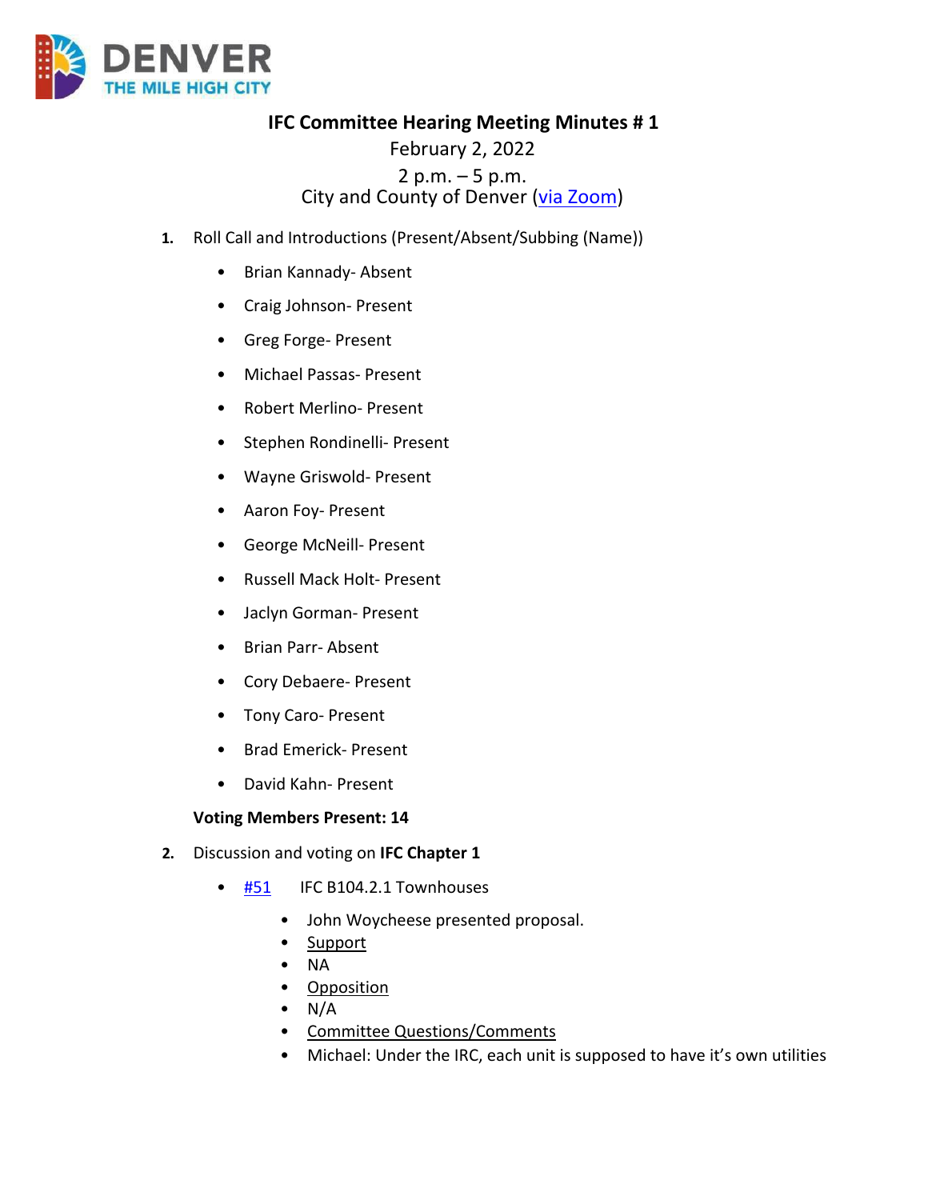DENVER
THE MILE HIGH CITY

# IFC Committee Hearing Meeting Minutes # 1

February 2, 2022

2 p.m. – 5 p.m.

City and County of Denver (via Zoom)

1. Roll Call and Introductions (Present/Absent/Subbing (Name))
   - Brian Kannady- Absent
   - Craig Johnson- Present
   - Greg Forge- Present
   - Michael Passas- Present
   - Robert Merlino- Present
   - Stephen Rondinelli- Present
   - Wayne Griswold- Present
   - Aaron Foy- Present
   - George McNeill- Present
   - Russell Mack Holt- Present
   - Jaclyn Gorman- Present
   - Brian Parr- Absent
   - Cory Debaere- Present
   - Tony Caro- Present
   - Brad Emerick- Present
   - David Kahn- Present

   **Voting Members Present: 14**

2. Discussion and voting on **IFC Chapter 1**
   - #51 IFC B104.2.1 Townhouses
     - John Woycheese presented proposal.
     - Support
     - NA
     - Opposition
     - N/A
     - Committee Questions/Comments
     - Michael: Under the IRC, each unit is supposed to have it's own utilities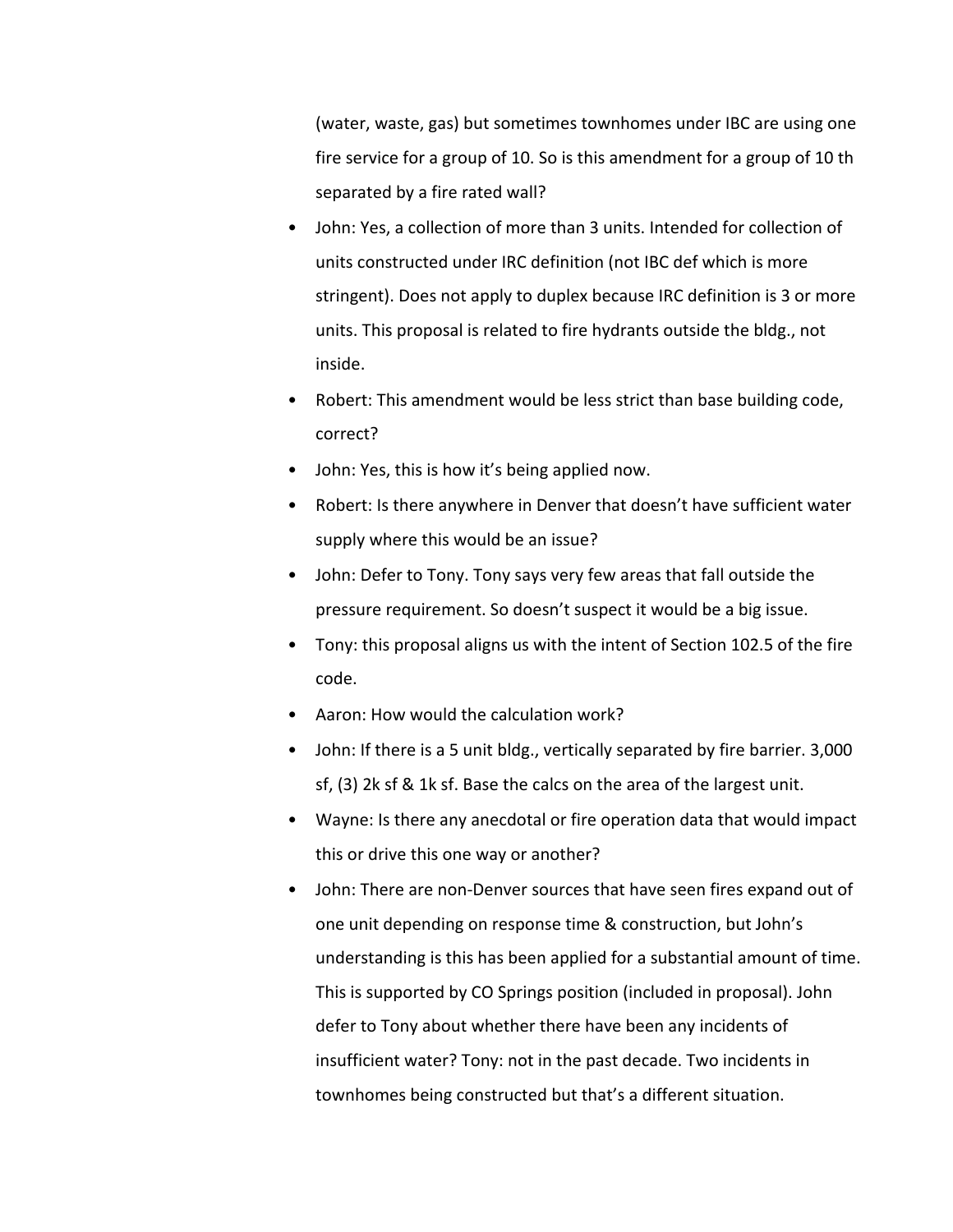(water, waste, gas) but sometimes townhomes under IBC are using one fire service for a group of 10. So is this amendment for a group of 10 th separated by a fire rated wall?

- John: Yes, a collection of more than 3 units. Intended for collection of units constructed under IRC definition (not IBC def which is more stringent). Does not apply to duplex because IRC definition is 3 or more units. This proposal is related to fire hydrants outside the bldg., not inside.
- Robert: This amendment would be less strict than base building code, correct?
- John: Yes, this is how it's being applied now.
- Robert: Is there anywhere in Denver that doesn't have sufficient water supply where this would be an issue?
- John: Defer to Tony. Tony says very few areas that fall outside the pressure requirement. So doesn't suspect it would be a big issue.
- Tony: this proposal aligns us with the intent of Section 102.5 of the fire code.
- Aaron: How would the calculation work?
- John: If there is a 5 unit bldg., vertically separated by fire barrier. 3,000 sf, (3) 2k sf & 1k sf. Base the calcs on the area of the largest unit.
- Wayne: Is there any anecdotal or fire operation data that would impact this or drive this one way or another?
- John: There are non-Denver sources that have seen fires expand out of one unit depending on response time & construction, but John's understanding is this has been applied for a substantial amount of time. This is supported by CO Springs position (included in proposal). John defer to Tony about whether there have been any incidents of insufficient water? Tony: not in the past decade. Two incidents in townhomes being constructed but that's a different situation.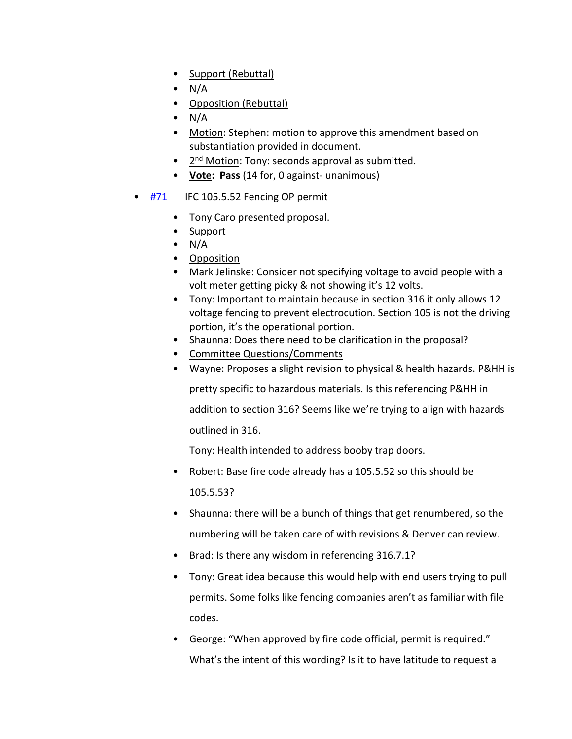- Support (Rebuttal)
- N/A
- Opposition (Rebuttal)
- N/A
- Motion: Stephen: motion to approve this amendment based on substantiation provided in document.
- 2nd Motion: Tony: seconds approval as submitted.
- **Vote: Pass** (14 for, 0 against- unanimous)

- #71 IFC 105.5.52 Fencing OP permit
  - Tony Caro presented proposal.
  - Support
  - N/A
  - Opposition
  - Mark Jelinske: Consider not specifying voltage to avoid people with a volt meter getting picky & not showing it's 12 volts.
  - Tony: Important to maintain because in section 316 it only allows 12 voltage fencing to prevent electrocution. Section 105 is not the driving portion, it's the operational portion.
  - Shaunna: Does there need to be clarification in the proposal?
  - Committee Questions/Comments
  - Wayne: Proposes a slight revision to physical & health hazards. P&HH is pretty specific to hazardous materials. Is this referencing P&HH in addition to section 316? Seems like we're trying to align with hazards outlined in 316.

    Tony: Health intended to address booby trap doors.
  - Robert: Base fire code already has a 105.5.52 so this should be 105.5.53?
  - Shaunna: there will be a bunch of things that get renumbered, so the numbering will be taken care of with revisions & Denver can review.
  - Brad: Is there any wisdom in referencing 316.7.1?
  - Tony: Great idea because this would help with end users trying to pull permits. Some folks like fencing companies aren't as familiar with file codes.
  - George: "When approved by fire code official, permit is required." What's the intent of this wording? Is it to have latitude to request a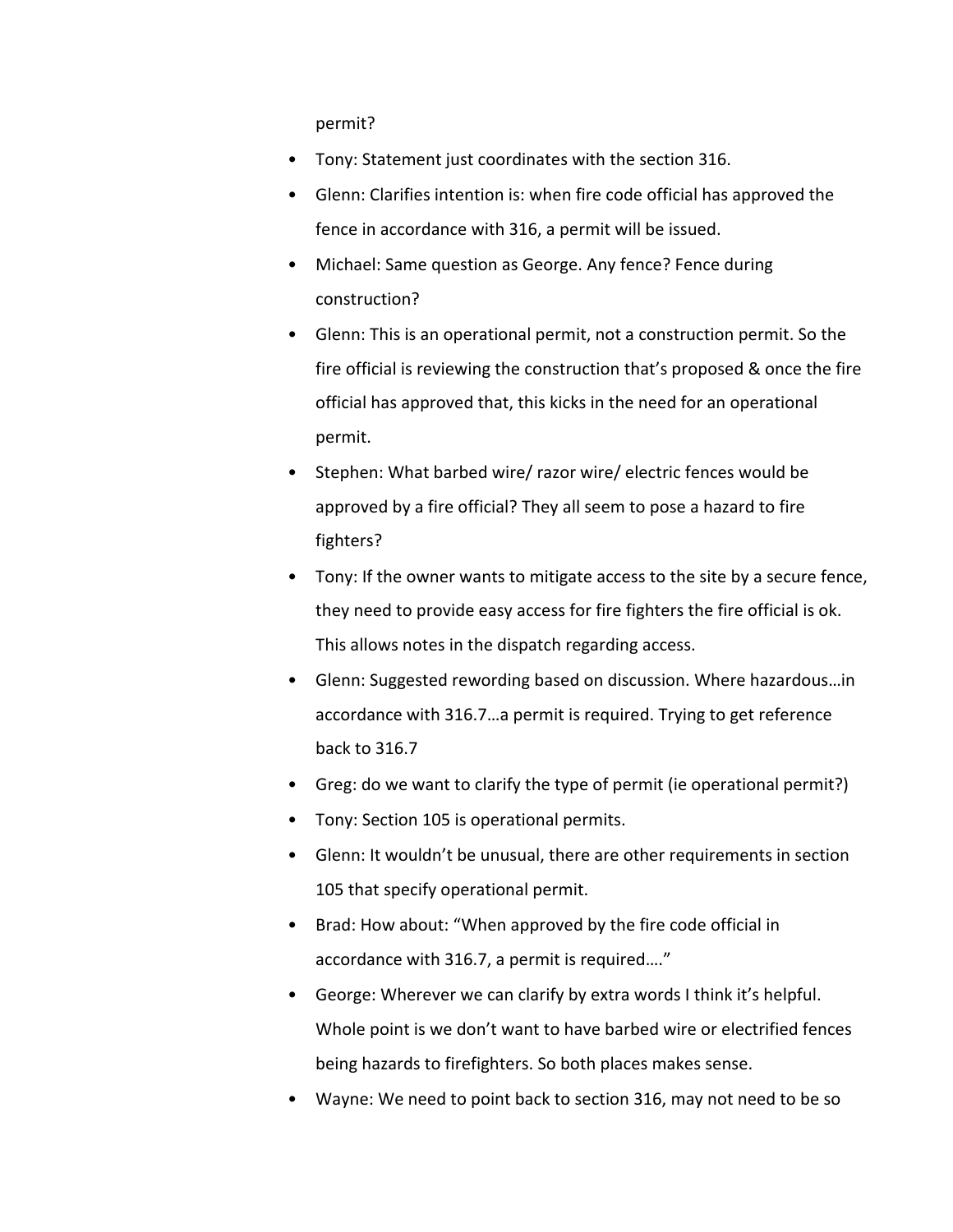permit?

- Tony: Statement just coordinates with the section 316.
- Glenn: Clarifies intention is: when fire code official has approved the fence in accordance with 316, a permit will be issued.
- Michael: Same question as George. Any fence? Fence during construction?
- Glenn: This is an operational permit, not a construction permit. So the fire official is reviewing the construction that's proposed & once the fire official has approved that, this kicks in the need for an operational permit.
- Stephen: What barbed wire/ razor wire/ electric fences would be approved by a fire official? They all seem to pose a hazard to fire fighters?
- Tony: If the owner wants to mitigate access to the site by a secure fence, they need to provide easy access for fire fighters the fire official is ok. This allows notes in the dispatch regarding access.
- Glenn: Suggested rewording based on discussion. Where hazardous…in accordance with 316.7…a permit is required. Trying to get reference back to 316.7
- Greg: do we want to clarify the type of permit (ie operational permit?)
- Tony: Section 105 is operational permits.
- Glenn: It wouldn't be unusual, there are other requirements in section 105 that specify operational permit.
- Brad: How about: "When approved by the fire code official in accordance with 316.7, a permit is required…."
- George: Wherever we can clarify by extra words I think it's helpful. Whole point is we don't want to have barbed wire or electrified fences being hazards to firefighters. So both places makes sense.
- Wayne: We need to point back to section 316, may not need to be so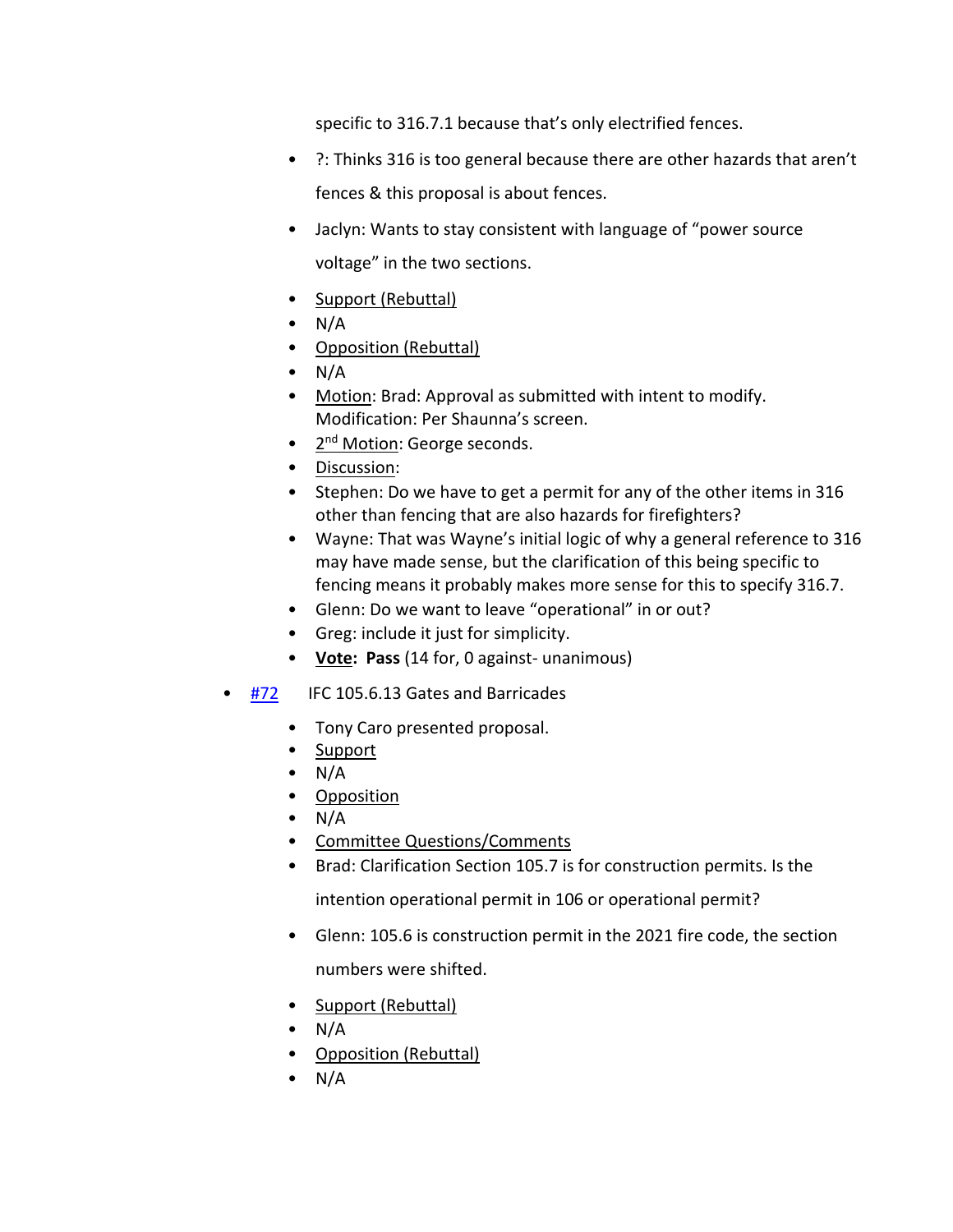specific to 316.7.1 because that's only electrified fences.

  - ?: Thinks 316 is too general because there are other hazards that aren't fences & this proposal is about fences.
  - Jaclyn: Wants to stay consistent with language of "power source voltage" in the two sections.
  - Support (Rebuttal)
  - N/A
  - Opposition (Rebuttal)
  - N/A
  - Motion: Brad: Approval as submitted with intent to modify. Modification: Per Shaunna's screen.
  - 2nd Motion: George seconds.
  - Discussion:
  - Stephen: Do we have to get a permit for any of the other items in 316 other than fencing that are also hazards for firefighters?
  - Wayne: That was Wayne's initial logic of why a general reference to 316 may have made sense, but the clarification of this being specific to fencing means it probably makes more sense for this to specify 316.7.
  - Glenn: Do we want to leave "operational" in or out?
  - Greg: include it just for simplicity.
  - **Vote: Pass** (14 for, 0 against- unanimous)

- #72 IFC 105.6.13 Gates and Barricades
  - Tony Caro presented proposal.
  - Support
  - N/A
  - Opposition
  - N/A
  - Committee Questions/Comments
  - Brad: Clarification Section 105.7 is for construction permits. Is the intention operational permit in 106 or operational permit?
  - Glenn: 105.6 is construction permit in the 2021 fire code, the section numbers were shifted.
  - Support (Rebuttal)
  - N/A
  - Opposition (Rebuttal)
  - N/A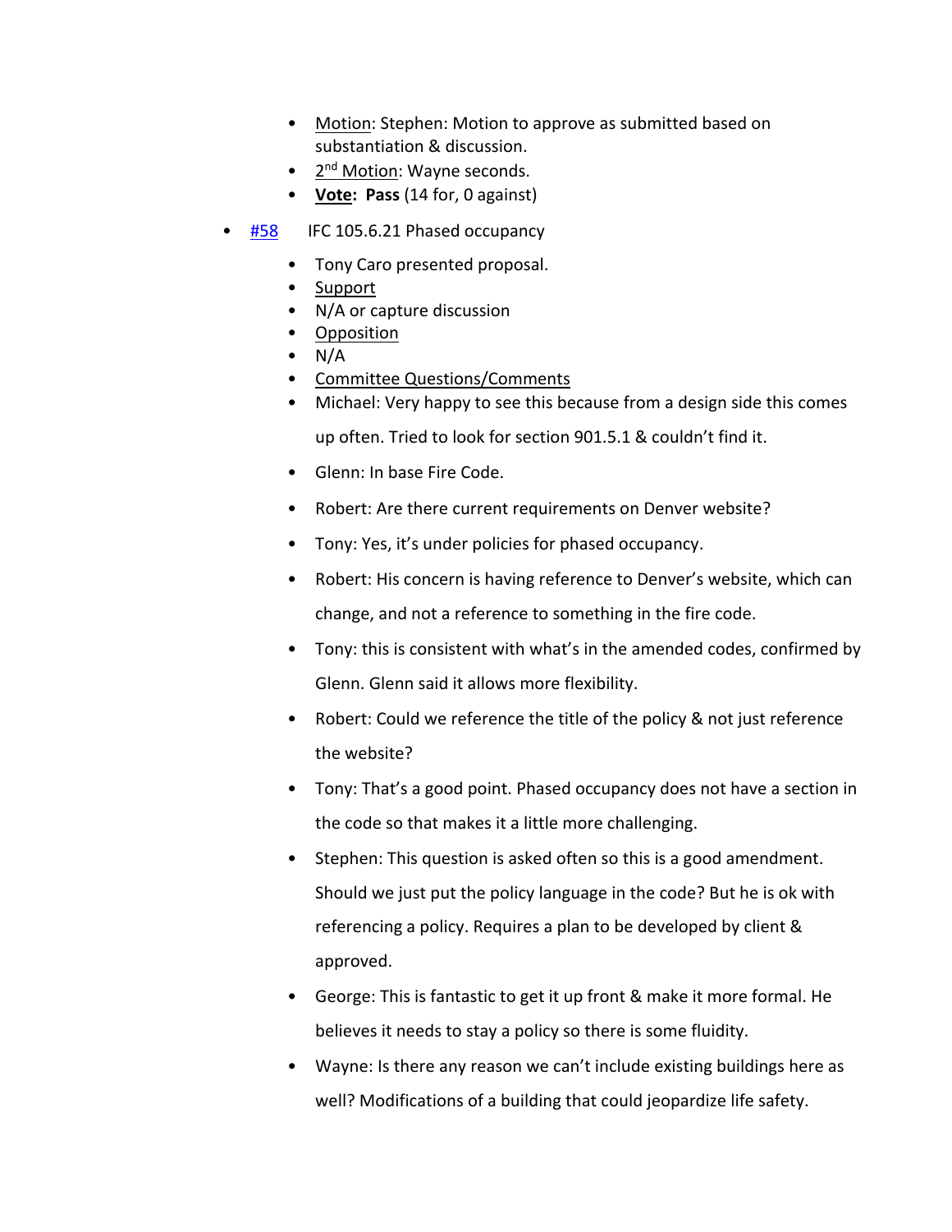- Motion: Stephen: Motion to approve as submitted based on substantiation & discussion.
- 2nd Motion: Wayne seconds.
- **Vote: Pass** (14 for, 0 against)

- #58 IFC 105.6.21 Phased occupancy
  - Tony Caro presented proposal.
  - Support
  - N/A or capture discussion
  - Opposition
  - N/A
  - Committee Questions/Comments
  - Michael: Very happy to see this because from a design side this comes up often. Tried to look for section 901.5.1 & couldn't find it.
  - Glenn: In base Fire Code.
  - Robert: Are there current requirements on Denver website?
  - Tony: Yes, it's under policies for phased occupancy.
  - Robert: His concern is having reference to Denver's website, which can change, and not a reference to something in the fire code.
  - Tony: this is consistent with what's in the amended codes, confirmed by Glenn. Glenn said it allows more flexibility.
  - Robert: Could we reference the title of the policy & not just reference the website?
  - Tony: That's a good point. Phased occupancy does not have a section in the code so that makes it a little more challenging.
  - Stephen: This question is asked often so this is a good amendment. Should we just put the policy language in the code? But he is ok with referencing a policy. Requires a plan to be developed by client & approved.
  - George: This is fantastic to get it up front & make it more formal. He believes it needs to stay a policy so there is some fluidity.
  - Wayne: Is there any reason we can't include existing buildings here as well? Modifications of a building that could jeopardize life safety.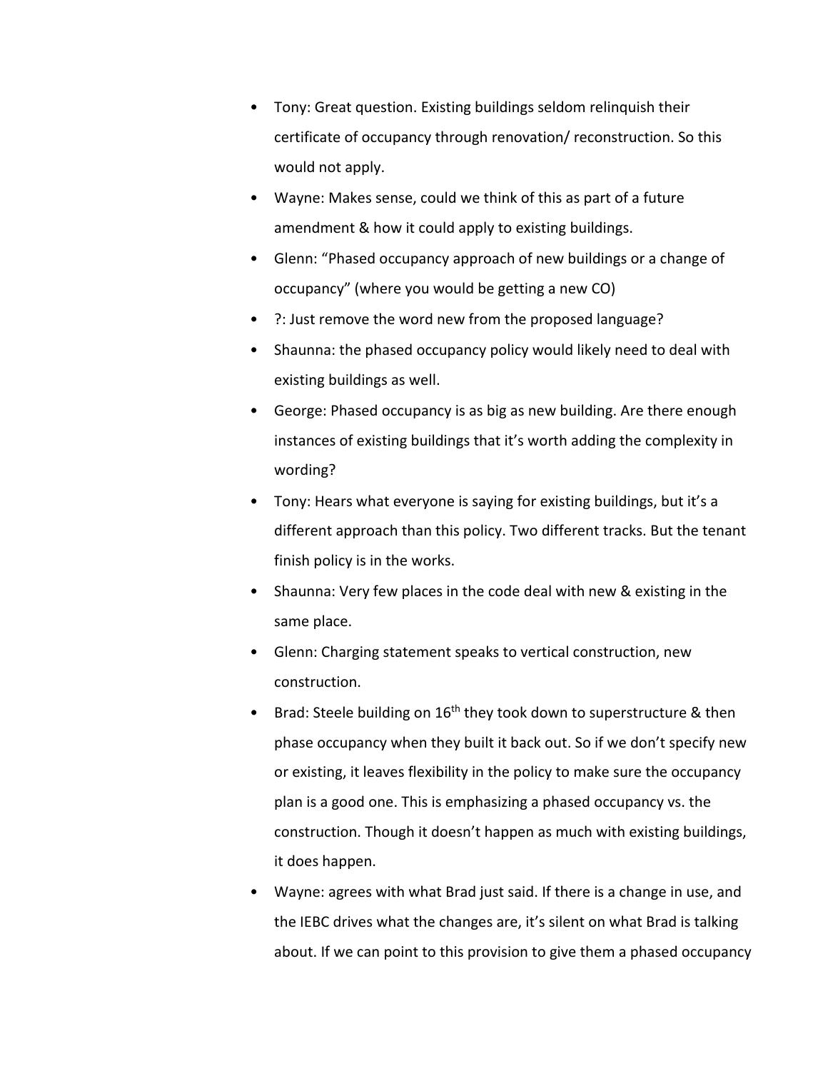- Tony: Great question. Existing buildings seldom relinquish their certificate of occupancy through renovation/ reconstruction. So this would not apply.
- Wayne: Makes sense, could we think of this as part of a future amendment & how it could apply to existing buildings.
- Glenn: "Phased occupancy approach of new buildings or a change of occupancy" (where you would be getting a new CO)
- ?: Just remove the word new from the proposed language?
- Shaunna: the phased occupancy policy would likely need to deal with existing buildings as well.
- George: Phased occupancy is as big as new building. Are there enough instances of existing buildings that it's worth adding the complexity in wording?
- Tony: Hears what everyone is saying for existing buildings, but it's a different approach than this policy. Two different tracks. But the tenant finish policy is in the works.
- Shaunna: Very few places in the code deal with new & existing in the same place.
- Glenn: Charging statement speaks to vertical construction, new construction.
- Brad: Steele building on 16th they took down to superstructure & then phase occupancy when they built it back out. So if we don't specify new or existing, it leaves flexibility in the policy to make sure the occupancy plan is a good one. This is emphasizing a phased occupancy vs. the construction. Though it doesn't happen as much with existing buildings, it does happen.
- Wayne: agrees with what Brad just said. If there is a change in use, and the IEBC drives what the changes are, it's silent on what Brad is talking about. If we can point to this provision to give them a phased occupancy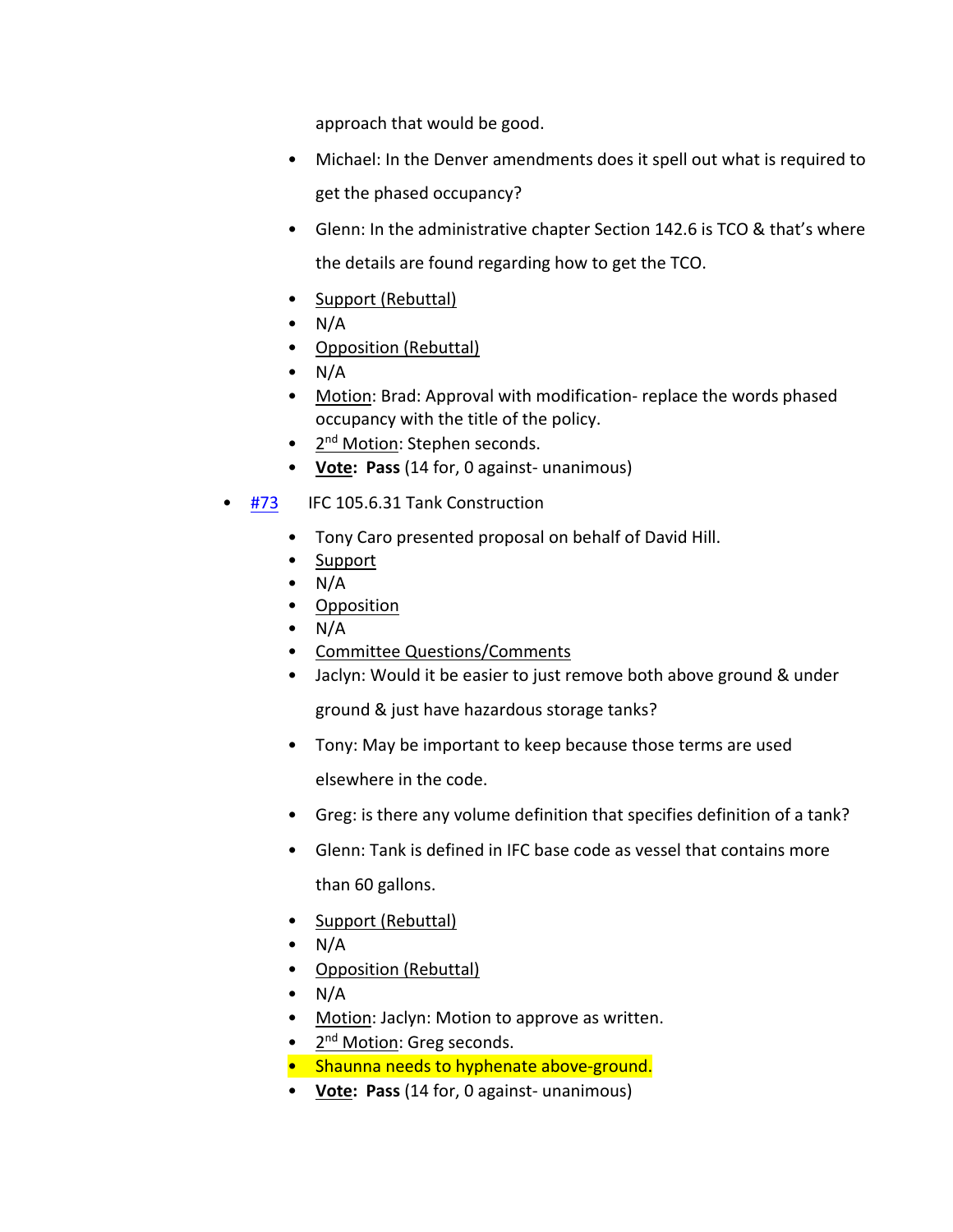approach that would be good.

- Michael: In the Denver amendments does it spell out what is required to get the phased occupancy?
- Glenn: In the administrative chapter Section 142.6 is TCO & that's where the details are found regarding how to get the TCO.
- Support (Rebuttal)
- N/A
- Opposition (Rebuttal)
- N/A
- Motion: Brad: Approval with modification- replace the words phased occupancy with the title of the policy.
- 2nd Motion: Stephen seconds.
- **Vote: Pass** (14 for, 0 against- unanimous)

- #73 IFC 105.6.31 Tank Construction
  - Tony Caro presented proposal on behalf of David Hill.
  - Support
  - N/A
  - Opposition
  - N/A
  - Committee Questions/Comments
  - Jaclyn: Would it be easier to just remove both above ground & under ground & just have hazardous storage tanks?
  - Tony: May be important to keep because those terms are used elsewhere in the code.
  - Greg: is there any volume definition that specifies definition of a tank?
  - Glenn: Tank is defined in IFC base code as vessel that contains more than 60 gallons.
  - Support (Rebuttal)
  - N/A
  - Opposition (Rebuttal)
  - N/A
  - Motion: Jaclyn: Motion to approve as written.
  - 2nd Motion: Greg seconds.
  - Shaunna needs to hyphenate above-ground.
  - **Vote: Pass** (14 for, 0 against- unanimous)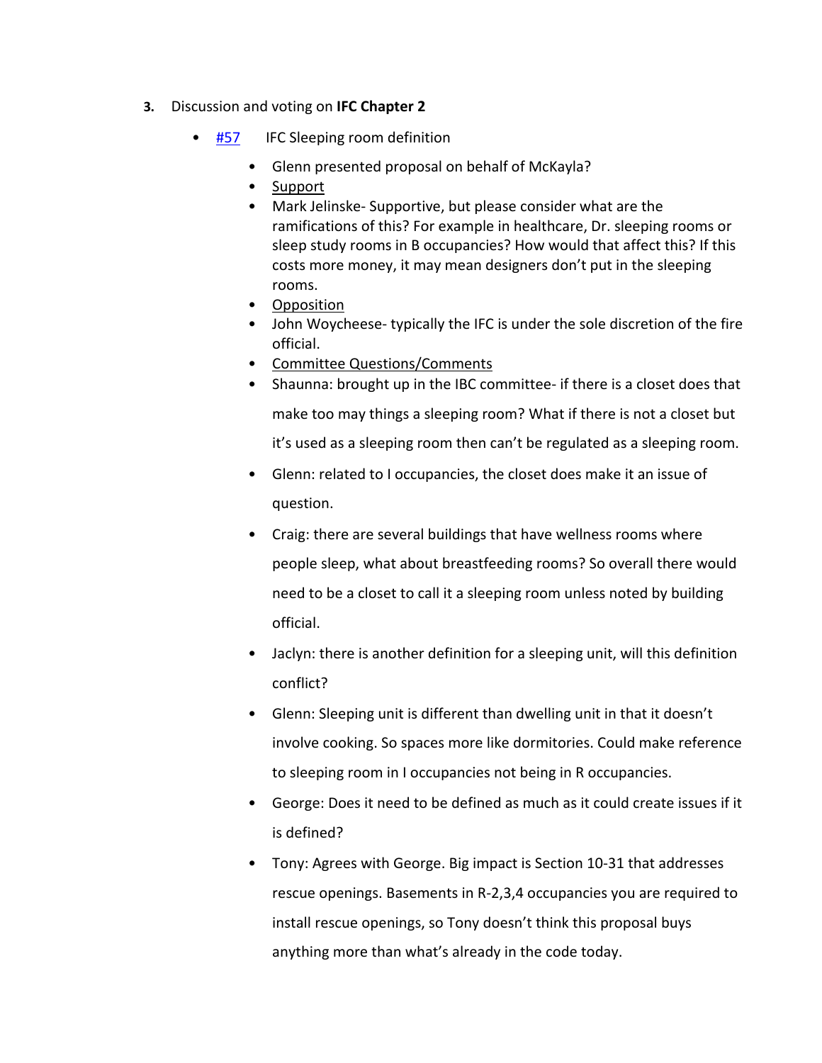3. Discussion and voting on **IFC Chapter 2**

   - #57 IFC Sleeping room definition
     - Glenn presented proposal on behalf of McKayla?
     - Support
     - Mark Jelinske- Supportive, but please consider what are the ramifications of this? For example in healthcare, Dr. sleeping rooms or sleep study rooms in B occupancies? How would that affect this? If this costs more money, it may mean designers don't put in the sleeping rooms.
     - Opposition
     - John Woycheese- typically the IFC is under the sole discretion of the fire official.
     - Committee Questions/Comments
     - Shaunna: brought up in the IBC committee- if there is a closet does that make too may things a sleeping room? What if there is not a closet but it's used as a sleeping room then can't be regulated as a sleeping room.
     - Glenn: related to I occupancies, the closet does make it an issue of question.
     - Craig: there are several buildings that have wellness rooms where people sleep, what about breastfeeding rooms? So overall there would need to be a closet to call it a sleeping room unless noted by building official.
     - Jaclyn: there is another definition for a sleeping unit, will this definition conflict?
     - Glenn: Sleeping unit is different than dwelling unit in that it doesn't involve cooking. So spaces more like dormitories. Could make reference to sleeping room in I occupancies not being in R occupancies.
     - George: Does it need to be defined as much as it could create issues if it is defined?
     - Tony: Agrees with George. Big impact is Section 10-31 that addresses rescue openings. Basements in R-2,3,4 occupancies you are required to install rescue openings, so Tony doesn't think this proposal buys anything more than what's already in the code today.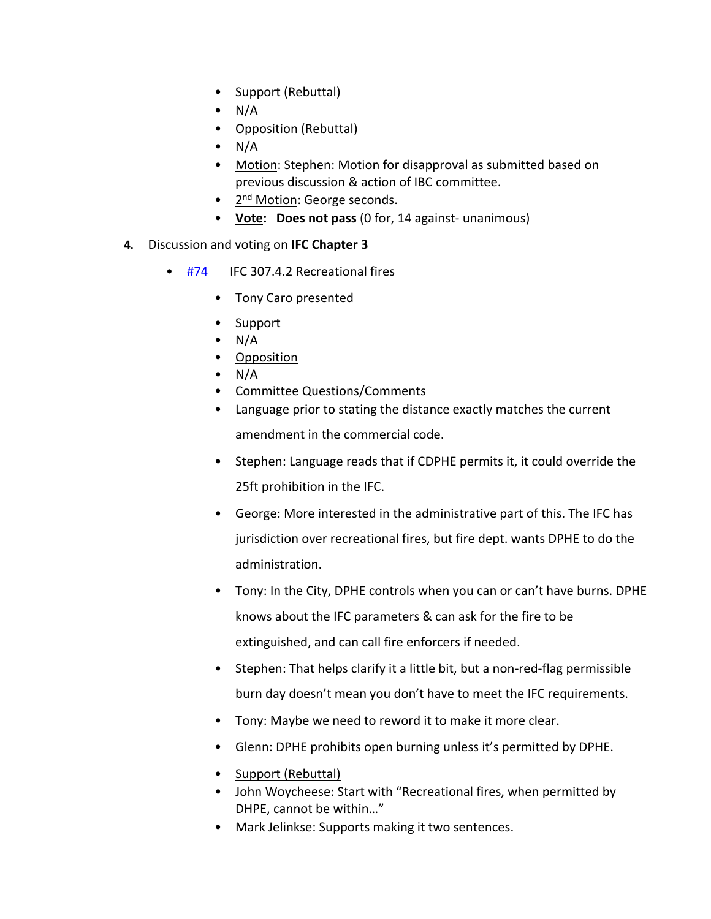- Support (Rebuttal)
- N/A
- Opposition (Rebuttal)
- N/A
- Motion: Stephen: Motion for disapproval as submitted based on previous discussion & action of IBC committee.
- 2nd Motion: George seconds.
- **Vote: Does not pass** (0 for, 14 against- unanimous)

**4.** Discussion and voting on **IFC Chapter 3**

- #74 IFC 307.4.2 Recreational fires
    - Tony Caro presented
    - Support
    - N/A
    - Opposition
    - N/A
    - Committee Questions/Comments
    - Language prior to stating the distance exactly matches the current amendment in the commercial code.
    - Stephen: Language reads that if CDPHE permits it, it could override the 25ft prohibition in the IFC.
    - George: More interested in the administrative part of this. The IFC has jurisdiction over recreational fires, but fire dept. wants DPHE to do the administration.
    - Tony: In the City, DPHE controls when you can or can't have burns. DPHE knows about the IFC parameters & can ask for the fire to be extinguished, and can call fire enforcers if needed.
    - Stephen: That helps clarify it a little bit, but a non-red-flag permissible burn day doesn't mean you don't have to meet the IFC requirements.
    - Tony: Maybe we need to reword it to make it more clear.
    - Glenn: DPHE prohibits open burning unless it's permitted by DPHE.
    - Support (Rebuttal)
    - John Woycheese: Start with "Recreational fires, when permitted by DHPE, cannot be within…"
    - Mark Jelinkse: Supports making it two sentences.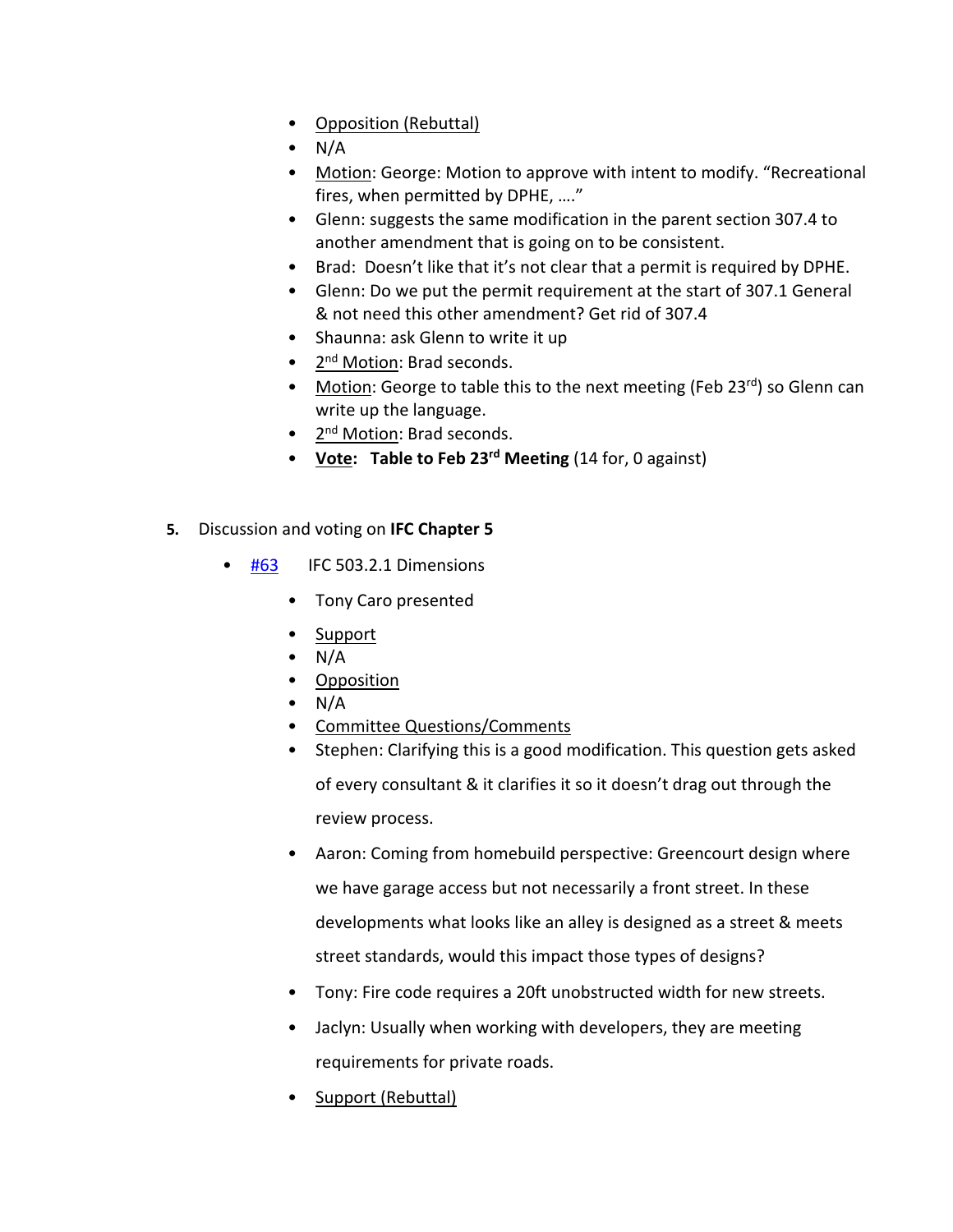- Opposition (Rebuttal)
- N/A
- Motion: George: Motion to approve with intent to modify. "Recreational fires, when permitted by DPHE, …."
- Glenn: suggests the same modification in the parent section 307.4 to another amendment that is going on to be consistent.
- Brad: Doesn't like that it's not clear that a permit is required by DPHE.
- Glenn: Do we put the permit requirement at the start of 307.1 General & not need this other amendment? Get rid of 307.4
- Shaunna: ask Glenn to write it up
- 2nd Motion: Brad seconds.
- Motion: George to table this to the next meeting (Feb 23rd) so Glenn can write up the language.
- 2nd Motion: Brad seconds.
- **Vote: Table to Feb 23rd Meeting** (14 for, 0 against)

5. Discussion and voting on **IFC Chapter 5**

- #63 IFC 503.2.1 Dimensions
  - Tony Caro presented
  - Support
  - N/A
  - Opposition
  - N/A
  - Committee Questions/Comments
  - Stephen: Clarifying this is a good modification. This question gets asked of every consultant & it clarifies it so it doesn't drag out through the review process.
  - Aaron: Coming from homebuild perspective: Greencourt design where we have garage access but not necessarily a front street. In these developments what looks like an alley is designed as a street & meets street standards, would this impact those types of designs?
  - Tony: Fire code requires a 20ft unobstructed width for new streets.
  - Jaclyn: Usually when working with developers, they are meeting requirements for private roads.
  - Support (Rebuttal)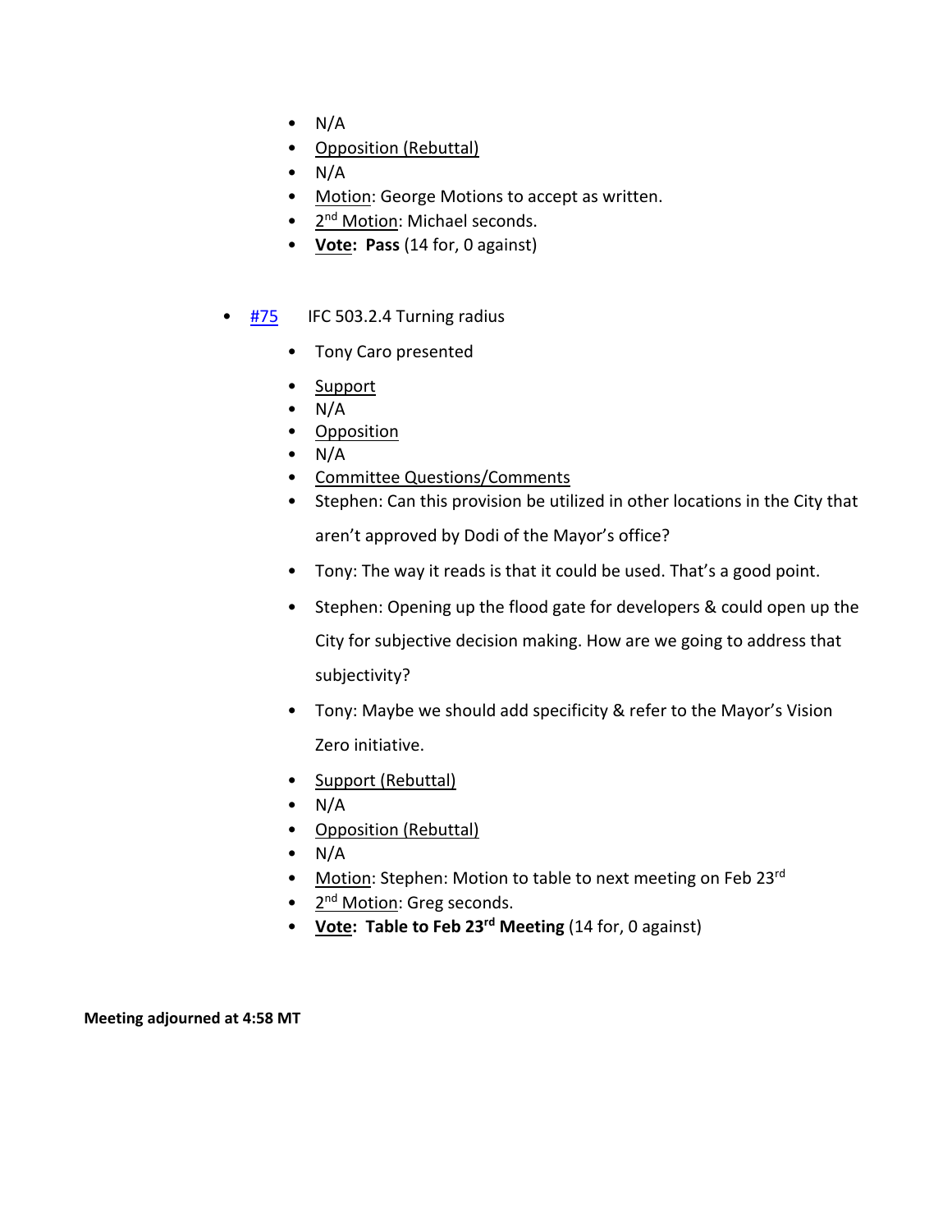- N/A
- Opposition (Rebuttal)
- N/A
- Motion: George Motions to accept as written.
- 2nd Motion: Michael seconds.
- **Vote: Pass** (14 for, 0 against)

- #75 IFC 503.2.4 Turning radius
  - Tony Caro presented
  - Support
  - N/A
  - Opposition
  - N/A
  - Committee Questions/Comments
  - Stephen: Can this provision be utilized in other locations in the City that aren't approved by Dodi of the Mayor's office?
  - Tony: The way it reads is that it could be used. That's a good point.
  - Stephen: Opening up the flood gate for developers & could open up the City for subjective decision making. How are we going to address that subjectivity?
  - Tony: Maybe we should add specificity & refer to the Mayor's Vision Zero initiative.
  - Support (Rebuttal)
  - N/A
  - Opposition (Rebuttal)
  - N/A
  - Motion: Stephen: Motion to table to next meeting on Feb 23rd
  - 2nd Motion: Greg seconds.
  - **Vote: Table to Feb 23rd Meeting** (14 for, 0 against)

**Meeting adjourned at 4:58 MT**